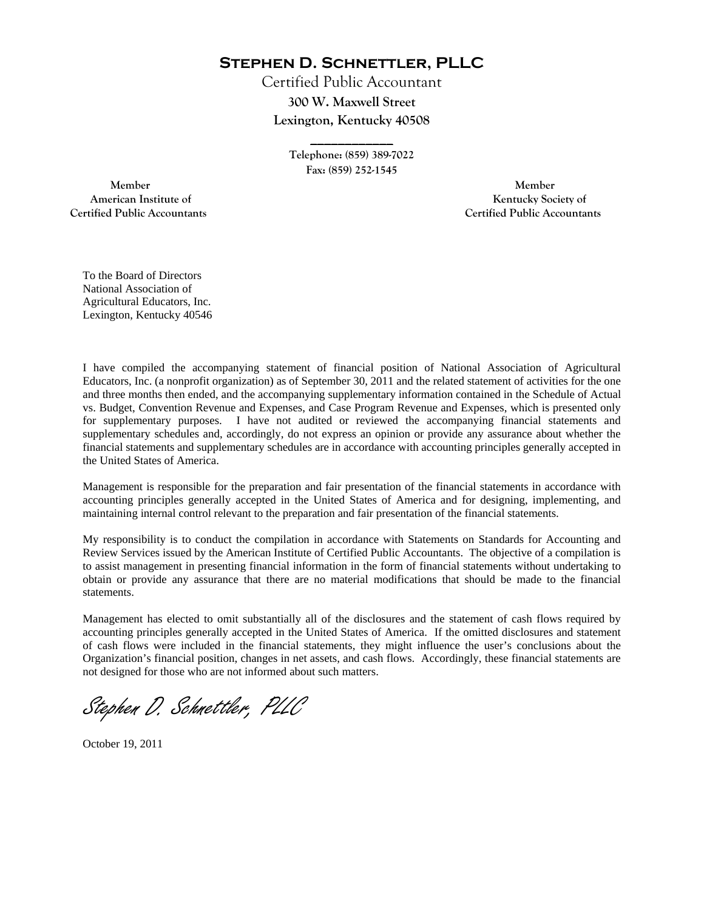# Stephen D. Schnettler, PLLC

Certified Public Accountant

**300 W. Maxwell Street**

**Lexington, Kentucky 40508**

---

Telephone: (859) 389-7022

Fax: (859) 252-1545

Member
American Institute of
Certified Public Accountants

Member
Kentucky Society of
Certified Public Accountants

To the Board of Directors
National Association of
Agricultural Educators, Inc.
Lexington, Kentucky 40546

I have compiled the accompanying statement of financial position of National Association of Agricultural Educators, Inc. (a nonprofit organization) as of September 30, 2011 and the related statement of activities for the one and three months then ended, and the accompanying supplementary information contained in the Schedule of Actual vs. Budget, Convention Revenue and Expenses, and Case Program Revenue and Expenses, which is presented only for supplementary purposes. I have not audited or reviewed the accompanying financial statements and supplementary schedules and, accordingly, do not express an opinion or provide any assurance about whether the financial statements and supplementary schedules are in accordance with accounting principles generally accepted in the United States of America.

Management is responsible for the preparation and fair presentation of the financial statements in accordance with accounting principles generally accepted in the United States of America and for designing, implementing, and maintaining internal control relevant to the preparation and fair presentation of the financial statements.

My responsibility is to conduct the compilation in accordance with Statements on Standards for Accounting and Review Services issued by the American Institute of Certified Public Accountants. The objective of a compilation is to assist management in presenting financial information in the form of financial statements without undertaking to obtain or provide any assurance that there are no material modifications that should be made to the financial statements.

Management has elected to omit substantially all of the disclosures and the statement of cash flows required by accounting principles generally accepted in the United States of America. If the omitted disclosures and statement of cash flows were included in the financial statements, they might influence the user's conclusions about the Organization's financial position, changes in net assets, and cash flows. Accordingly, these financial statements are not designed for those who are not informed about such matters.

*Stephen D. Schnettler, PLLC*

October 19, 2011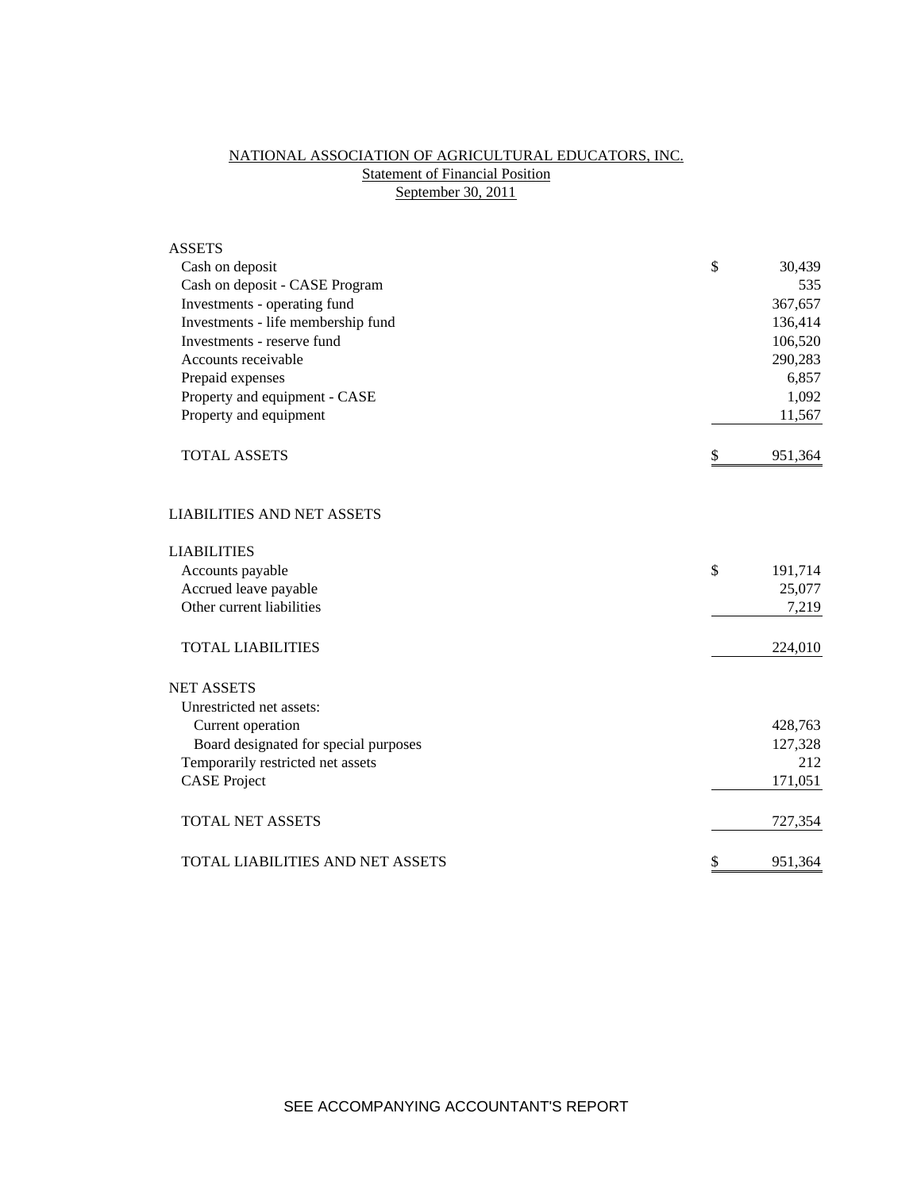# NATIONAL ASSOCIATION OF AGRICULTURAL EDUCATORS, INC.
## Statement of Financial Position
## September 30, 2011

| | |
|---|---|
| **ASSETS** | |
| Cash on deposit | $ 30,439 |
| Cash on deposit - CASE Program | 535 |
| Investments - operating fund | 367,657 |
| Investments - life membership fund | 136,414 |
| Investments - reserve fund | 106,520 |
| Accounts receivable | 290,283 |
| Prepaid expenses | 6,857 |
| Property and equipment - CASE | 1,092 |
| Property and equipment | 11,567 |
| TOTAL ASSETS | $ 951,364 |
| | |
| **LIABILITIES AND NET ASSETS** | |
| | |
| **LIABILITIES** | |
| Accounts payable | $ 191,714 |
| Accrued leave payable | 25,077 |
| Other current liabilities | 7,219 |
| TOTAL LIABILITIES | 224,010 |
| | |
| **NET ASSETS** | |
| Unrestricted net assets: | |
| Current operation | 428,763 |
| Board designated for special purposes | 127,328 |
| Temporarily restricted net assets | 212 |
| CASE Project | 171,051 |
| TOTAL NET ASSETS | 727,354 |
| | |
| TOTAL LIABILITIES AND NET ASSETS | $ 951,364 |

SEE ACCOMPANYING ACCOUNTANT'S REPORT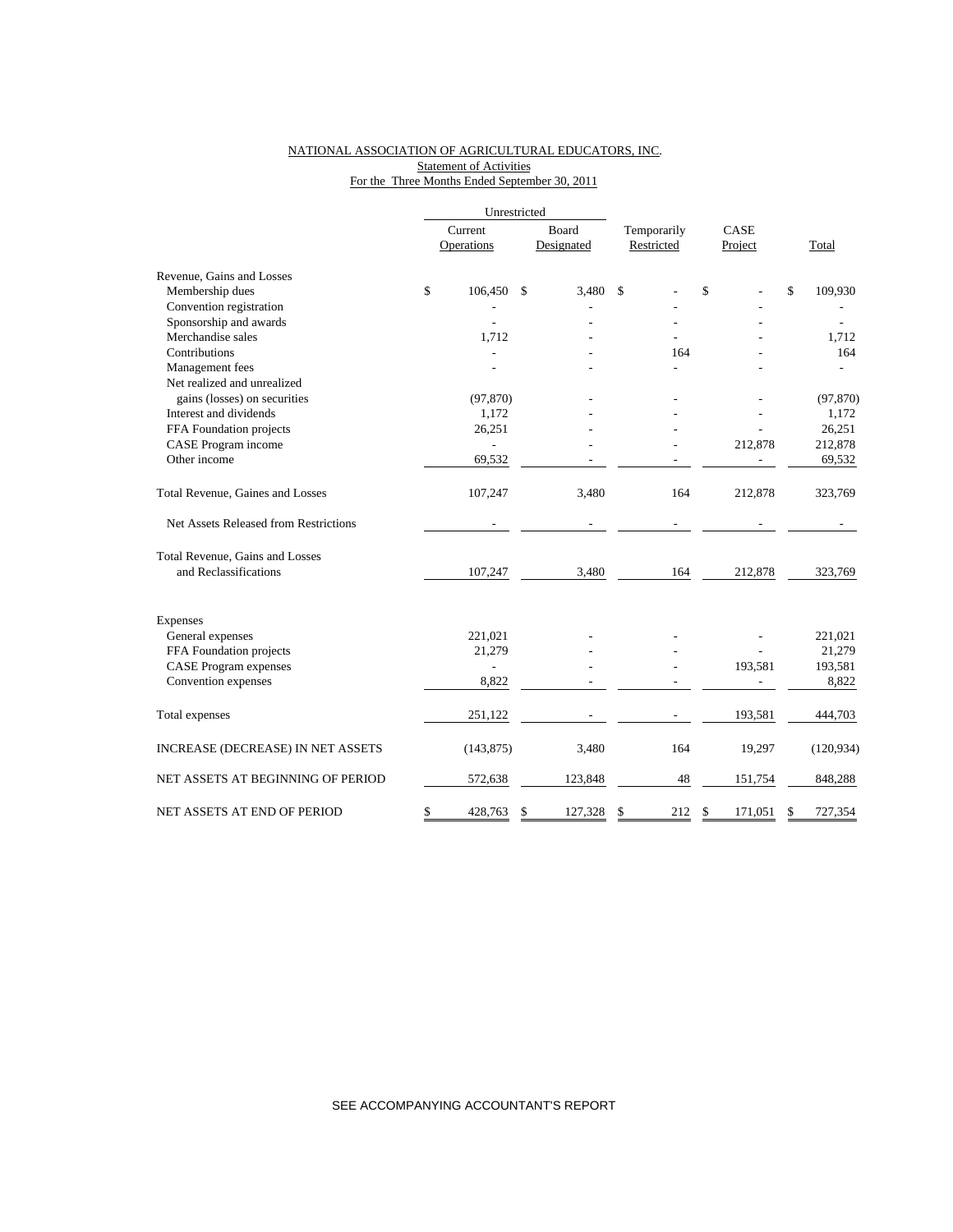NATIONAL ASSOCIATION OF AGRICULTURAL EDUCATORS, INC.
Statement of Activities
For the Three Months Ended September 30, 2011

| | Unrestricted | | | | |
|---|---|---|---|---|---|
| | Current Operations | Board Designated | Temporarily Restricted | CASE Project | Total |
| Revenue, Gains and Losses | | | | | |
| Membership dues | $ 106,450 | $ 3,480 | $ - | $ - | $ 109,930 |
| Convention registration | - | - | - | - | - |
| Sponsorship and awards | - | - | - | - | - |
| Merchandise sales | 1,712 | - | - | - | 1,712 |
| Contributions | - | - | 164 | - | 164 |
| Management fees | - | - | - | - | - |
| Net realized and unrealized gains (losses) on securities | (97,870) | - | - | - | (97,870) |
| Interest and dividends | 1,172 | - | - | - | 1,172 |
| FFA Foundation projects | 26,251 | - | - | - | 26,251 |
| CASE Program income | - | - | - | 212,878 | 212,878 |
| Other income | 69,532 | - | - | - | 69,532 |
| Total Revenue, Gaines and Losses | 107,247 | 3,480 | 164 | 212,878 | 323,769 |
| Net Assets Released from Restrictions | - | - | - | - | - |
| Total Revenue, Gains and Losses and Reclassifications | 107,247 | 3,480 | 164 | 212,878 | 323,769 |
| Expenses | | | | | |
| General expenses | 221,021 | - | - | - | 221,021 |
| FFA Foundation projects | 21,279 | - | - | - | 21,279 |
| CASE Program expenses | - | - | - | 193,581 | 193,581 |
| Convention expenses | 8,822 | - | - | - | 8,822 |
| Total expenses | 251,122 | - | - | 193,581 | 444,703 |
| INCREASE (DECREASE) IN NET ASSETS | (143,875) | 3,480 | 164 | 19,297 | (120,934) |
| NET ASSETS AT BEGINNING OF PERIOD | 572,638 | 123,848 | 48 | 151,754 | 848,288 |
| NET ASSETS AT END OF PERIOD | $ 428,763 | $ 127,328 | $ 212 | $ 171,051 | $ 727,354 |

SEE ACCOMPANYING ACCOUNTANT'S REPORT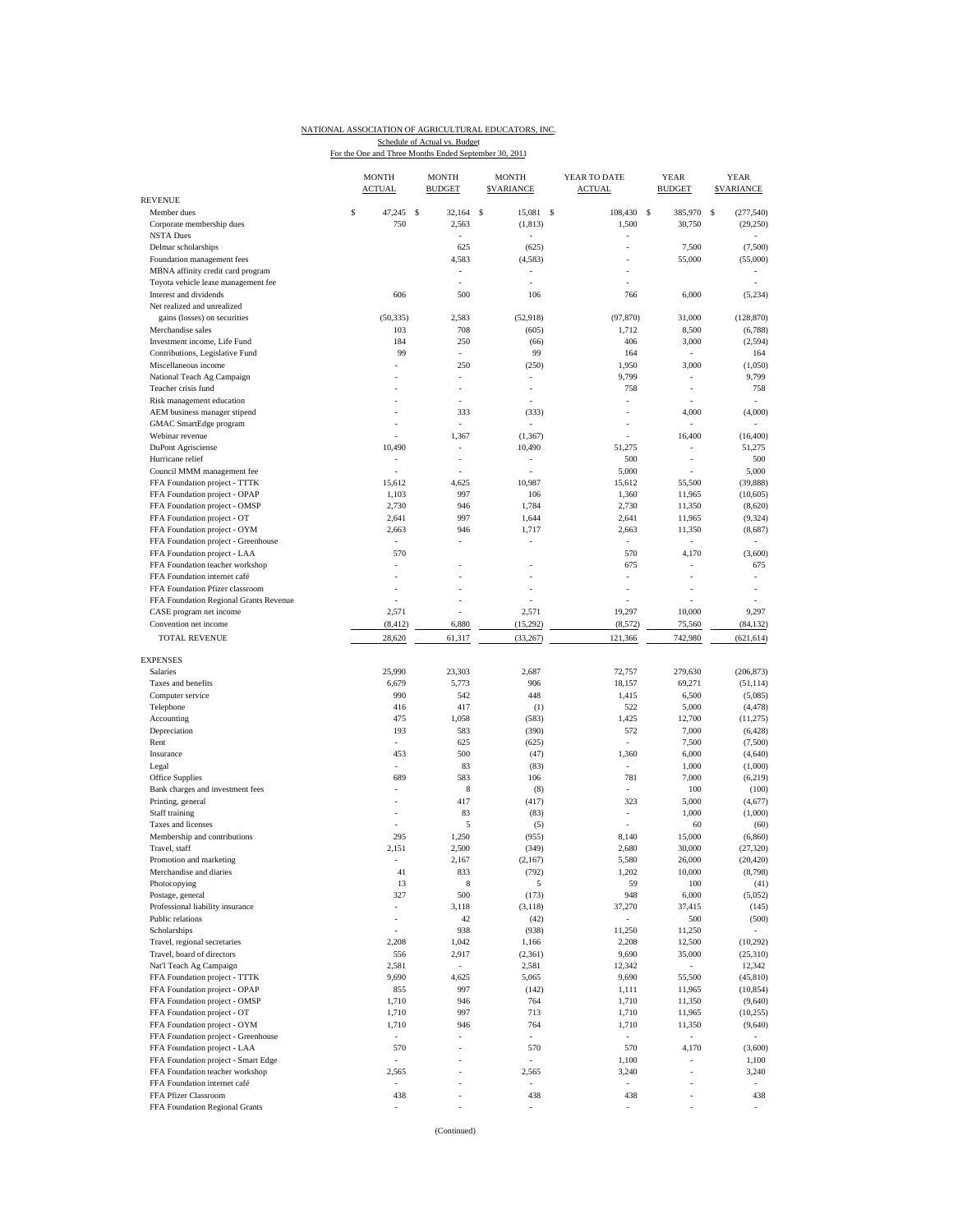NATIONAL ASSOCIATION OF AGRICULTURAL EDUCATORS, INC.

Schedule of Actual vs. Budget

For the One and Three Months Ended September 30, 2011

| | MONTH ACTUAL | MONTH BUDGET | MONTH $VARIANCE | YEAR TO DATE ACTUAL | YEAR BUDGET | YEAR $VARIANCE |
|---|---|---|---|---|---|---|
| REVENUE | | | | | | |
| Member dues | $ 47,245 | $ 32,164 | $ 15,081 | $ 108,430 | $ 385,970 | $ (277,540) |
| Corporate membership dues | 750 | 2,563 | (1,813) | 1,500 | 30,750 | (29,250) |
| NSTA Dues | | - | - | - | | - |
| Delmar scholarships | | 625 | (625) | - | 7,500 | (7,500) |
| Foundation management fees | | 4,583 | (4,583) | - | 55,000 | (55,000) |
| MBNA affinity credit card program | | - | - | - | | - |
| Toyota vehicle lease management fee | | - | - | - | | - |
| Interest and dividends | 606 | 500 | 106 | 766 | 6,000 | (5,234) |
| Net realized and unrealized | | | | | | |
| gains (losses) on securities | (50,335) | 2,583 | (52,918) | (97,870) | 31,000 | (128,870) |
| Merchandise sales | 103 | 708 | (605) | 1,712 | 8,500 | (6,788) |
| Investment income, Life Fund | 184 | 250 | (66) | 406 | 3,000 | (2,594) |
| Contributions, Legislative Fund | 99 | - | 99 | 164 | - | 164 |
| Miscellaneous income | - | 250 | (250) | 1,950 | 3,000 | (1,050) |
| National Teach Ag Campaign | - | - | - | 9,799 | - | 9,799 |
| Teacher crisis fund | - | - | - | 758 | - | 758 |
| Risk management education | - | - | - | - | - | - |
| AEM business manager stipend | - | 333 | (333) | - | 4,000 | (4,000) |
| GMAC SmartEdge program | - | - | - | - | - | - |
| Webinar revenue | - | 1,367 | (1,367) | - | 16,400 | (16,400) |
| DuPont Agrisciense | 10,490 | - | 10,490 | 51,275 | - | 51,275 |
| Hurricane relief | - | - | - | 500 | - | 500 |
| Council MMM management fee | - | - | - | 5,000 | - | 5,000 |
| FFA Foundation project - TTTK | 15,612 | 4,625 | 10,987 | 15,612 | 55,500 | (39,888) |
| FFA Foundation project - OPAP | 1,103 | 997 | 106 | 1,360 | 11,965 | (10,605) |
| FFA Foundation project - OMSP | 2,730 | 946 | 1,784 | 2,730 | 11,350 | (8,620) |
| FFA Foundation project - OT | 2,641 | 997 | 1,644 | 2,641 | 11,965 | (9,324) |
| FFA Foundation project - OYM | 2,663 | 946 | 1,717 | 2,663 | 11,350 | (8,687) |
| FFA Foundation project - Greenhouse | - | - | - | - | - | - |
| FFA Foundation project - LAA | 570 | | | 570 | 4,170 | (3,600) |
| FFA Foundation teacher workshop | - | - | - | 675 | - | 675 |
| FFA Foundation internet café | - | - | - | - | - | - |
| FFA Foundation Pfizer classroom | - | - | - | - | - | - |
| FFA Foundation Regional Grants Revenue | - | - | - | - | - | - |
| CASE program net income | 2,571 | - | 2,571 | 19,297 | 10,000 | 9,297 |
| Convention net income | (8,412) | 6,880 | (15,292) | (8,572) | 75,560 | (84,132) |
| TOTAL REVENUE | 28,620 | 61,317 | (33,267) | 121,366 | 742,980 | (621,614) |
| | | | | | | |
| EXPENSES | | | | | | |
| Salaries | 25,990 | 23,303 | 2,687 | 72,757 | 279,630 | (206,873) |
| Taxes and benefits | 6,679 | 5,773 | 906 | 18,157 | 69,271 | (51,114) |
| Computer service | 990 | 542 | 448 | 1,415 | 6,500 | (5,085) |
| Telephone | 416 | 417 | (1) | 522 | 5,000 | (4,478) |
| Accounting | 475 | 1,058 | (583) | 1,425 | 12,700 | (11,275) |
| Depreciation | 193 | 583 | (390) | 572 | 7,000 | (6,428) |
| Rent | - | 625 | (625) | - | 7,500 | (7,500) |
| Insurance | 453 | 500 | (47) | 1,360 | 6,000 | (4,640) |
| Legal | - | 83 | (83) | - | 1,000 | (1,000) |
| Office Supplies | 689 | 583 | 106 | 781 | 7,000 | (6,219) |
| Bank charges and investment fees | - | 8 | (8) | - | 100 | (100) |
| Printing, general | - | 417 | (417) | 323 | 5,000 | (4,677) |
| Staff training | - | 83 | (83) | - | 1,000 | (1,000) |
| Taxes and licenses | - | 5 | (5) | - | 60 | (60) |
| Membership and contributions | 295 | 1,250 | (955) | 8,140 | 15,000 | (6,860) |
| Travel, staff | 2,151 | 2,500 | (349) | 2,680 | 30,000 | (27,320) |
| Promotion and marketing | - | 2,167 | (2,167) | 5,580 | 26,000 | (20,420) |
| Merchandise and diaries | 41 | 833 | (792) | 1,202 | 10,000 | (8,798) |
| Photocopying | 13 | 8 | 5 | 59 | 100 | (41) |
| Postage, general | 327 | 500 | (173) | 948 | 6,000 | (5,052) |
| Professional liability insurance | - | 3,118 | (3,118) | 37,270 | 37,415 | (145) |
| Public relations | - | 42 | (42) | - | 500 | (500) |
| Scholarships | - | 938 | (938) | 11,250 | 11,250 | - |
| Travel, regional secretaries | 2,208 | 1,042 | 1,166 | 2,208 | 12,500 | (10,292) |
| Travel, board of directors | 556 | 2,917 | (2,361) | 9,690 | 35,000 | (25,310) |
| Nat'l Teach Ag Campaign | 2,581 | - | 2,581 | 12,342 | - | 12,342 |
| FFA Foundation project - TTTK | 9,690 | 4,625 | 5,065 | 9,690 | 55,500 | (45,810) |
| FFA Foundation project - OPAP | 855 | 997 | (142) | 1,111 | 11,965 | (10,854) |
| FFA Foundation project - OMSP | 1,710 | 946 | 764 | 1,710 | 11,350 | (9,640) |
| FFA Foundation project - OT | 1,710 | 997 | 713 | 1,710 | 11,965 | (10,255) |
| FFA Foundation project - OYM | 1,710 | 946 | 764 | 1,710 | 11,350 | (9,640) |
| FFA Foundation project - Greenhouse | - | - | - | - | - | - |
| FFA Foundation project - LAA | 570 | - | 570 | 570 | 4,170 | (3,600) |
| FFA Foundation project - Smart Edge | - | - | - | 1,100 | - | 1,100 |
| FFA Foundation teacher workshop | 2,565 | - | 2,565 | 3,240 | - | 3,240 |
| FFA Foundation internet café | - | - | - | - | - | - |
| FFA Pfizer Classroom | 438 | - | 438 | 438 | - | 438 |
| FFA Foundation Regional Grants | - | - | - | - | - | - |

(Continued)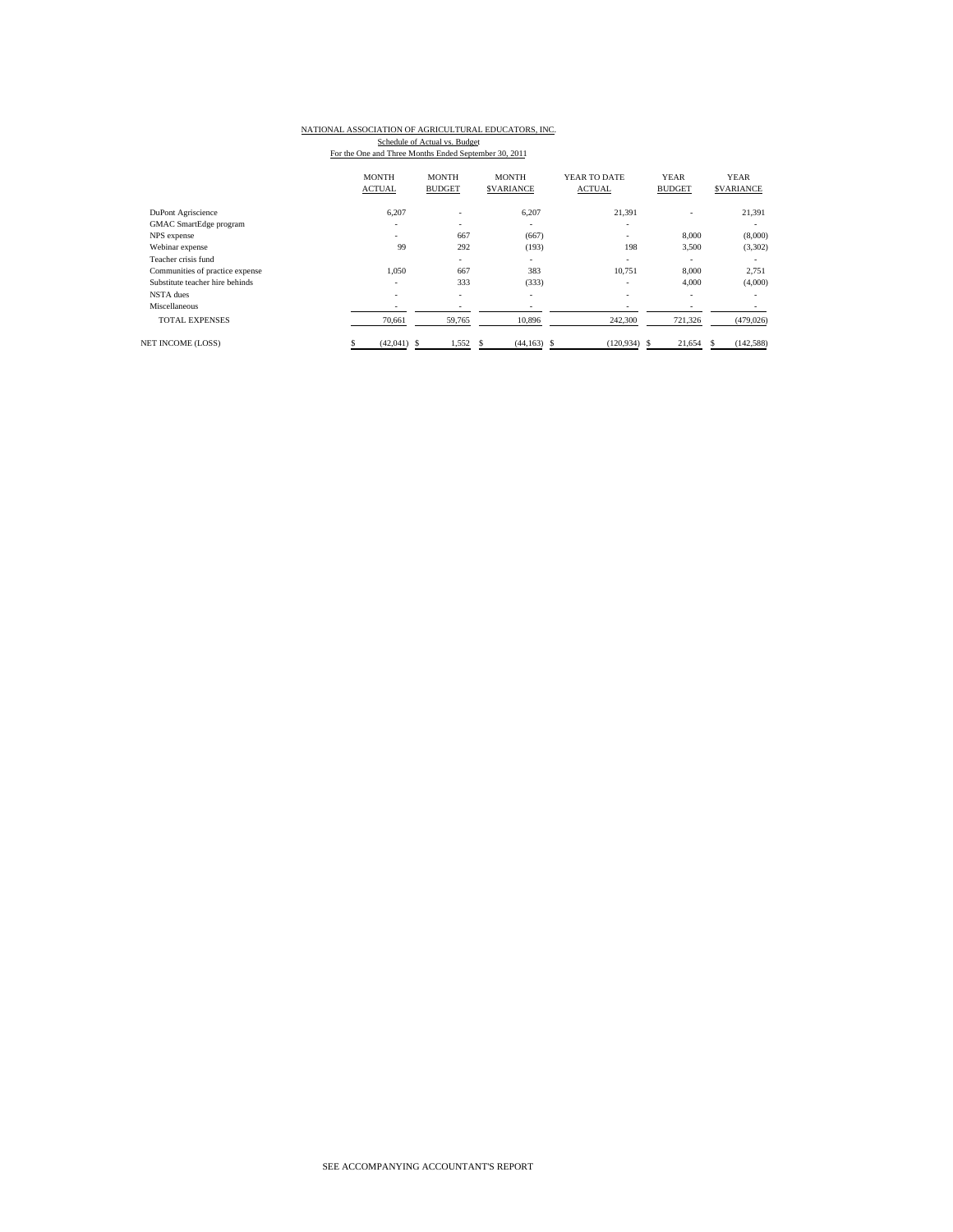NATIONAL ASSOCIATION OF AGRICULTURAL EDUCATORS, INC.

Schedule of Actual vs. Budget

For the One and Three Months Ended September 30, 2011

| | MONTH ACTUAL | MONTH BUDGET | MONTH $VARIANCE | YEAR TO DATE ACTUAL | YEAR BUDGET | YEAR $VARIANCE |
|---|---|---|---|---|---|---|
| DuPont Agriscience | 6,207 | - | 6,207 | 21,391 | - | 21,391 |
| GMAC SmartEdge program | - | - | - | - | | - |
| NPS expense | - | 667 | (667) | - | 8,000 | (8,000) |
| Webinar expense | 99 | 292 | (193) | 198 | 3,500 | (3,302) |
| Teacher crisis fund | | - | - | - | - | - |
| Communities of practice expense | 1,050 | 667 | 383 | 10,751 | 8,000 | 2,751 |
| Substitute teacher hire behinds | - | 333 | (333) | - | 4,000 | (4,000) |
| NSTA dues | - | - | - | - | - | - |
| Miscellaneous | - | - | - | - | - | - |
| TOTAL EXPENSES | 70,661 | 59,765 | 10,896 | 242,300 | 721,326 | (479,026) |
| NET INCOME (LOSS) | $ (42,041) | $ 1,552 | $ (44,163) | $ (120,934) | $ 21,654 | $ (142,588) |

SEE ACCOMPANYING ACCOUNTANT'S REPORT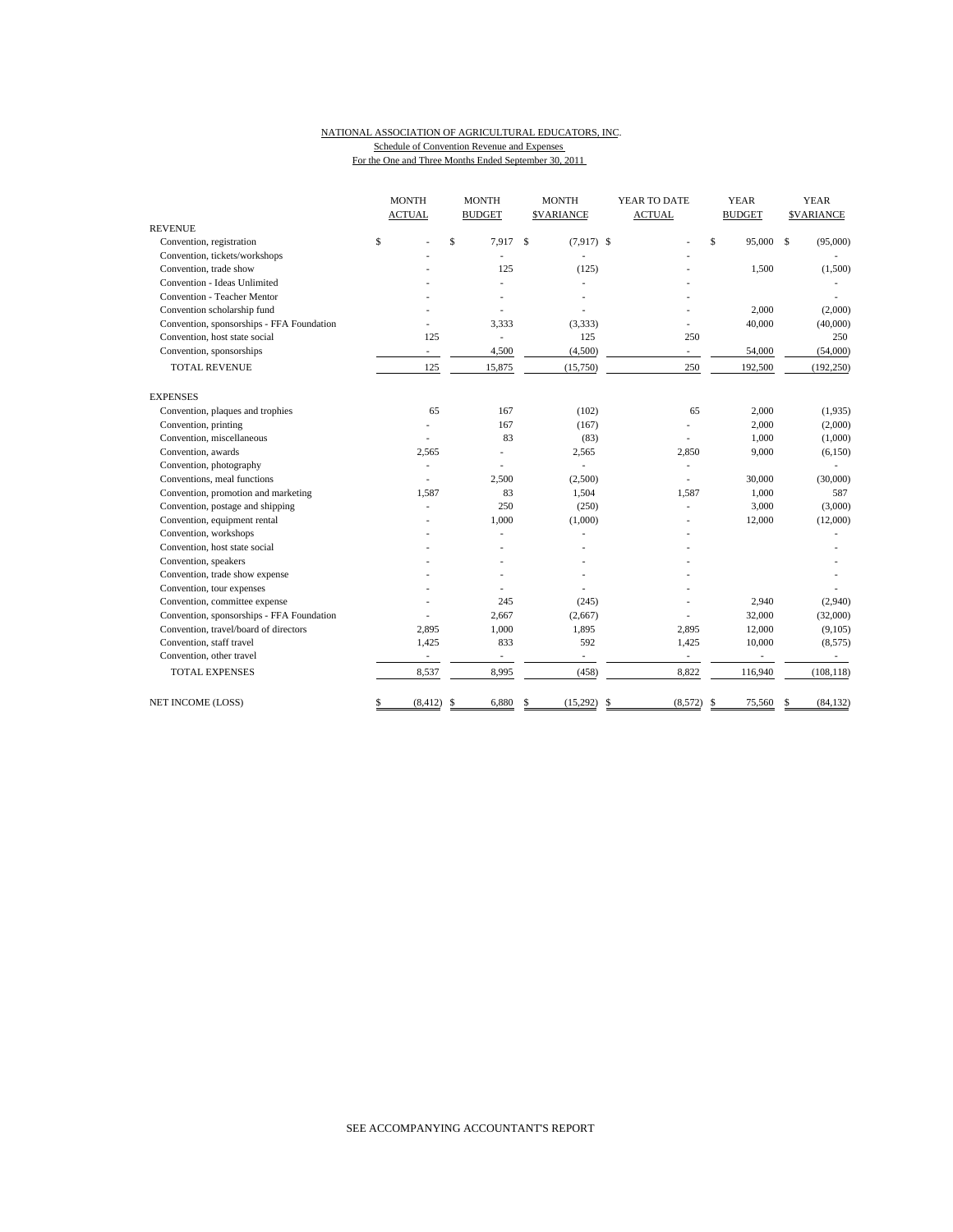NATIONAL ASSOCIATION OF AGRICULTURAL EDUCATORS, INC.
Schedule of Convention Revenue and Expenses
For the One and Three Months Ended September 30, 2011

| | MONTH ACTUAL | MONTH BUDGET | MONTH $VARIANCE | YEAR TO DATE ACTUAL | YEAR BUDGET | YEAR $VARIANCE |
|---|---|---|---|---|---|---|
| **REVENUE** | | | | | | |
| Convention, registration | $ - | $ 7,917 | $ (7,917) | $ - | $ 95,000 | $ (95,000) |
| Convention, tickets/workshops | - | - | - | - | | - |
| Convention, trade show | - | 125 | (125) | - | 1,500 | (1,500) |
| Convention - Ideas Unlimited | - | - | - | - | | - |
| Convention - Teacher Mentor | - | - | - | - | | - |
| Convention scholarship fund | - | - | - | - | 2,000 | (2,000) |
| Convention, sponsorships - FFA Foundation | - | 3,333 | (3,333) | - | 40,000 | (40,000) |
| Convention, host state social | 125 | - | 125 | 250 | | 250 |
| Convention, sponsorships | - | 4,500 | (4,500) | - | 54,000 | (54,000) |
| TOTAL REVENUE | 125 | 15,875 | (15,750) | 250 | 192,500 | (192,250) |
| **EXPENSES** | | | | | | |
| Convention, plaques and trophies | 65 | 167 | (102) | 65 | 2,000 | (1,935) |
| Convention, printing | - | 167 | (167) | - | 2,000 | (2,000) |
| Convention, miscellaneous | - | 83 | (83) | - | 1,000 | (1,000) |
| Convention, awards | 2,565 | - | 2,565 | 2,850 | 9,000 | (6,150) |
| Convention, photography | - | - | - | - | | - |
| Conventions, meal functions | - | 2,500 | (2,500) | - | 30,000 | (30,000) |
| Convention, promotion and marketing | 1,587 | 83 | 1,504 | 1,587 | 1,000 | 587 |
| Convention, postage and shipping | - | 250 | (250) | - | 3,000 | (3,000) |
| Convention, equipment rental | - | 1,000 | (1,000) | - | 12,000 | (12,000) |
| Convention, workshops | - | - | - | - | | - |
| Convention, host state social | - | - | - | - | | - |
| Convention, speakers | - | - | - | - | | - |
| Convention, trade show expense | - | - | - | - | | - |
| Convention, tour expenses | - | - | - | - | | - |
| Convention, committee expense | - | 245 | (245) | - | 2,940 | (2,940) |
| Convention, sponsorships - FFA Foundation | - | 2,667 | (2,667) | - | 32,000 | (32,000) |
| Convention, travel/board of directors | 2,895 | 1,000 | 1,895 | 2,895 | 12,000 | (9,105) |
| Convention, staff travel | 1,425 | 833 | 592 | 1,425 | 10,000 | (8,575) |
| Convention, other travel | - | - | - | - | - | - |
| TOTAL EXPENSES | 8,537 | 8,995 | (458) | 8,822 | 116,940 | (108,118) |
| NET INCOME (LOSS) | $ (8,412) | $ 6,880 | $ (15,292) | $ (8,572) | $ 75,560 | $ (84,132) |

SEE ACCOMPANYING ACCOUNTANT'S REPORT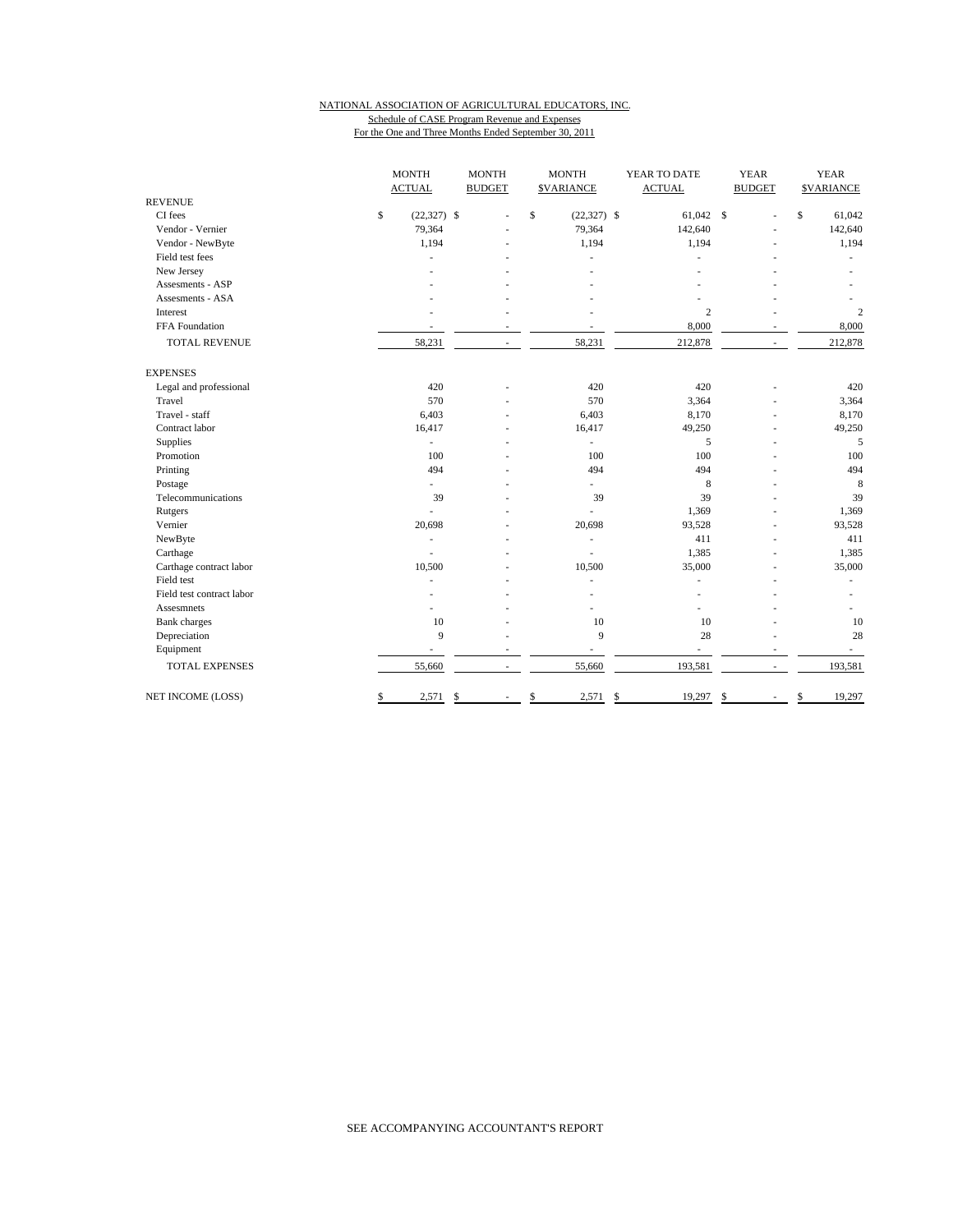NATIONAL ASSOCIATION OF AGRICULTURAL EDUCATORS, INC.
Schedule of CASE Program Revenue and Expenses
For the One and Three Months Ended September 30, 2011

| | MONTH ACTUAL | MONTH BUDGET | MONTH $VARIANCE | YEAR TO DATE ACTUAL | YEAR BUDGET | YEAR $VARIANCE |
|---|---|---|---|---|---|---|
| REVENUE | | | | | | |
| CI fees | $ (22,327) | $ - | $ (22,327) | $ 61,042 | $ - | $ 61,042 |
| Vendor - Vernier | 79,364 | - | 79,364 | 142,640 | - | 142,640 |
| Vendor - NewByte | 1,194 | - | 1,194 | 1,194 | - | 1,194 |
| Field test fees | - | - | - | - | - | - |
| New Jersey | - | - | - | - | - | - |
| Assesments - ASP | - | - | - | - | - | - |
| Assesments - ASA | - | - | - | - | - | - |
| Interest | - | - | - | 2 | - | 2 |
| FFA Foundation | - | - | - | 8,000 | - | 8,000 |
| TOTAL REVENUE | 58,231 | - | 58,231 | 212,878 | - | 212,878 |
| EXPENSES | | | | | | |
| Legal and professional | 420 | - | 420 | 420 | - | 420 |
| Travel | 570 | - | 570 | 3,364 | - | 3,364 |
| Travel - staff | 6,403 | - | 6,403 | 8,170 | - | 8,170 |
| Contract labor | 16,417 | - | 16,417 | 49,250 | - | 49,250 |
| Supplies | - | - | - | 5 | - | 5 |
| Promotion | 100 | - | 100 | 100 | - | 100 |
| Printing | 494 | - | 494 | 494 | - | 494 |
| Postage | - | - | - | 8 | - | 8 |
| Telecommunications | 39 | - | 39 | 39 | - | 39 |
| Rutgers | - | - | - | 1,369 | - | 1,369 |
| Vernier | 20,698 | - | 20,698 | 93,528 | - | 93,528 |
| NewByte | - | - | - | 411 | - | 411 |
| Carthage | - | - | - | 1,385 | - | 1,385 |
| Carthage contract labor | 10,500 | - | 10,500 | 35,000 | - | 35,000 |
| Field test | - | - | - | - | - | - |
| Field test contract labor | - | - | - | - | - | - |
| Assesmnets | - | - | - | - | - | - |
| Bank charges | 10 | - | 10 | 10 | - | 10 |
| Depreciation | 9 | - | 9 | 28 | - | 28 |
| Equipment | - | - | - | - | - | - |
| TOTAL EXPENSES | 55,660 | - | 55,660 | 193,581 | - | 193,581 |
| NET INCOME (LOSS) | $ 2,571 | $ - | $ 2,571 | $ 19,297 | $ - | $ 19,297 |

SEE ACCOMPANYING ACCOUNTANT'S REPORT